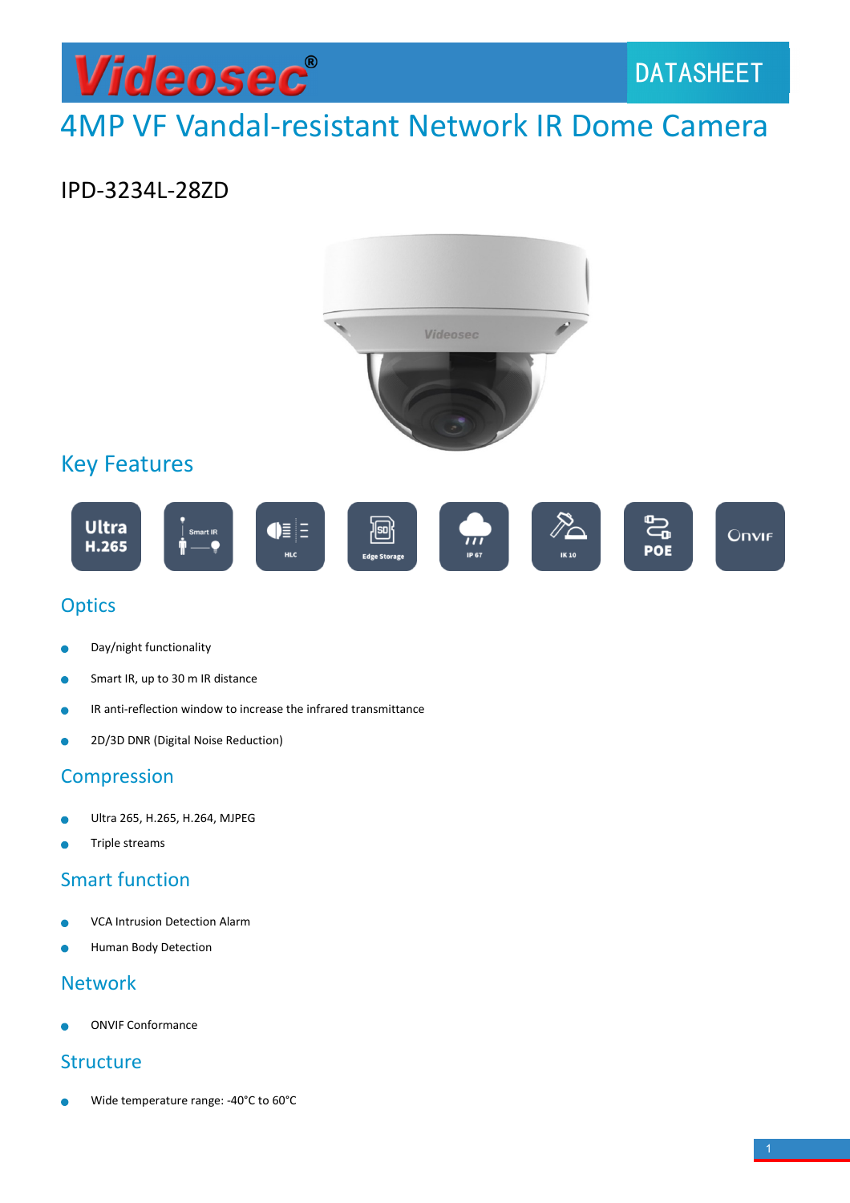Videosec® DATASHEET

# 4MP VF Vandal-resistant Network IR Dome Camera

IPD-3234L-28ZD

## Key Features

Ultra H.265 | Smart IR | HLC | Edge Storage | IP 67 | IK 10 | POE | ONVIF

## Optics

- Day/night functionality
- Smart IR, up to 30 m IR distance
- IR anti-reflection window to increase the infrared transmittance
- 2D/3D DNR (Digital Noise Reduction)

## Compression

- Ultra 265, H.265, H.264, MJPEG
- Triple streams

## Smart function

- VCA Intrusion Detection Alarm
- Human Body Detection

## Network

- ONVIF Conformance

## Structure

- Wide temperature range: -40°C to 60°C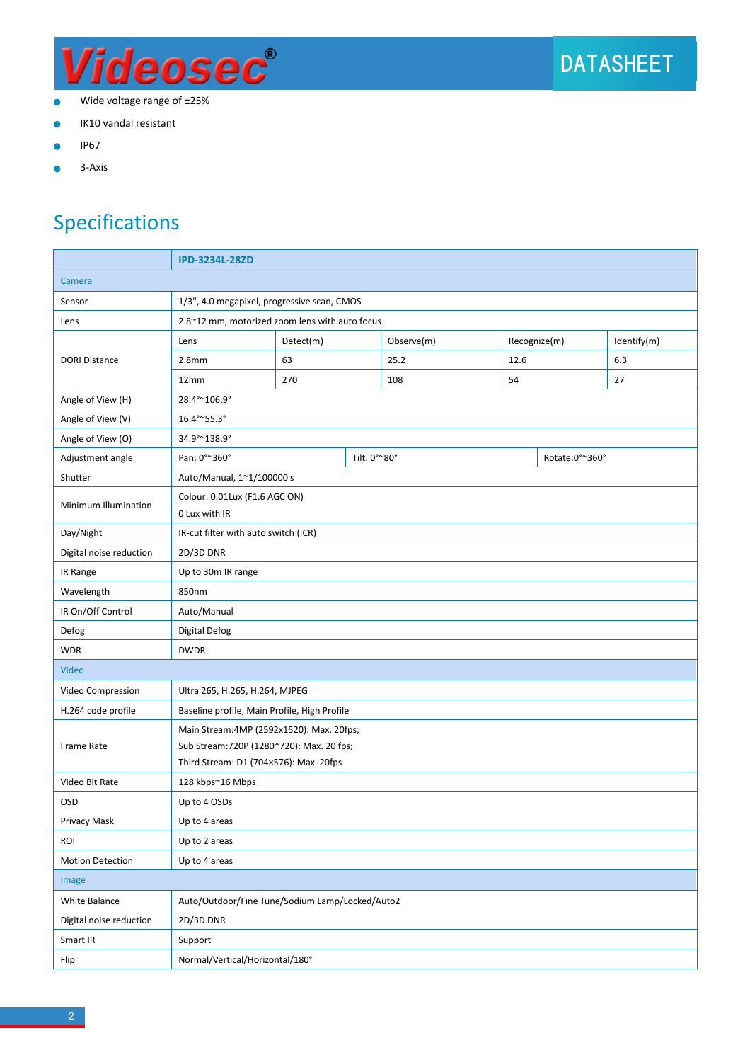- Wide voltage range of ±25%
- IK10 vandal resistant
- IP67
- 3-Axis

## Specifications

| | IPD-3234L-28ZD | | | | |
|---|---|---|---|---|---|
| Camera | | | | | |
| Sensor | 1/3", 4.0 megapixel, progressive scan, CMOS | | | | |
| Lens | 2.8~12 mm, motorized zoom lens with auto focus | | | | |
| DORI Distance | Lens | Detect(m) | Observe(m) | Recognize(m) | Identify(m) |
| | 2.8mm | 63 | 25.2 | 12.6 | 6.3 |
| | 12mm | 270 | 108 | 54 | 27 |
| Angle of View (H) | 28.4°~106.9° | | | | |
| Angle of View (V) | 16.4°~55.3° | | | | |
| Angle of View (O) | 34.9°~138.9° | | | | |
| Adjustment angle | Pan: 0°~360° | Tilt: 0°~80° | | Rotate:0°~360° | |
| Shutter | Auto/Manual, 1~1/100000 s | | | | |
| Minimum Illumination | Colour: 0.01Lux (F1.6 AGC ON)<br>0 Lux with IR | | | | |
| Day/Night | IR-cut filter with auto switch (ICR) | | | | |
| Digital noise reduction | 2D/3D DNR | | | | |
| IR Range | Up to 30m IR range | | | | |
| Wavelength | 850nm | | | | |
| IR On/Off Control | Auto/Manual | | | | |
| Defog | Digital Defog | | | | |
| WDR | DWDR | | | | |
| Video | | | | | |
| Video Compression | Ultra 265, H.265, H.264, MJPEG | | | | |
| H.264 code profile | Baseline profile, Main Profile, High Profile | | | | |
| Frame Rate | Main Stream:4MP (2592x1520): Max. 20fps;<br>Sub Stream:720P (1280*720): Max. 20 fps;<br>Third Stream: D1 (704×576): Max. 20fps | | | | |
| Video Bit Rate | 128 kbps~16 Mbps | | | | |
| OSD | Up to 4 OSDs | | | | |
| Privacy Mask | Up to 4 areas | | | | |
| ROI | Up to 2 areas | | | | |
| Motion Detection | Up to 4 areas | | | | |
| Image | | | | | |
| White Balance | Auto/Outdoor/Fine Tune/Sodium Lamp/Locked/Auto2 | | | | |
| Digital noise reduction | 2D/3D DNR | | | | |
| Smart IR | Support | | | | |
| Flip | Normal/Vertical/Horizontal/180° | | | | |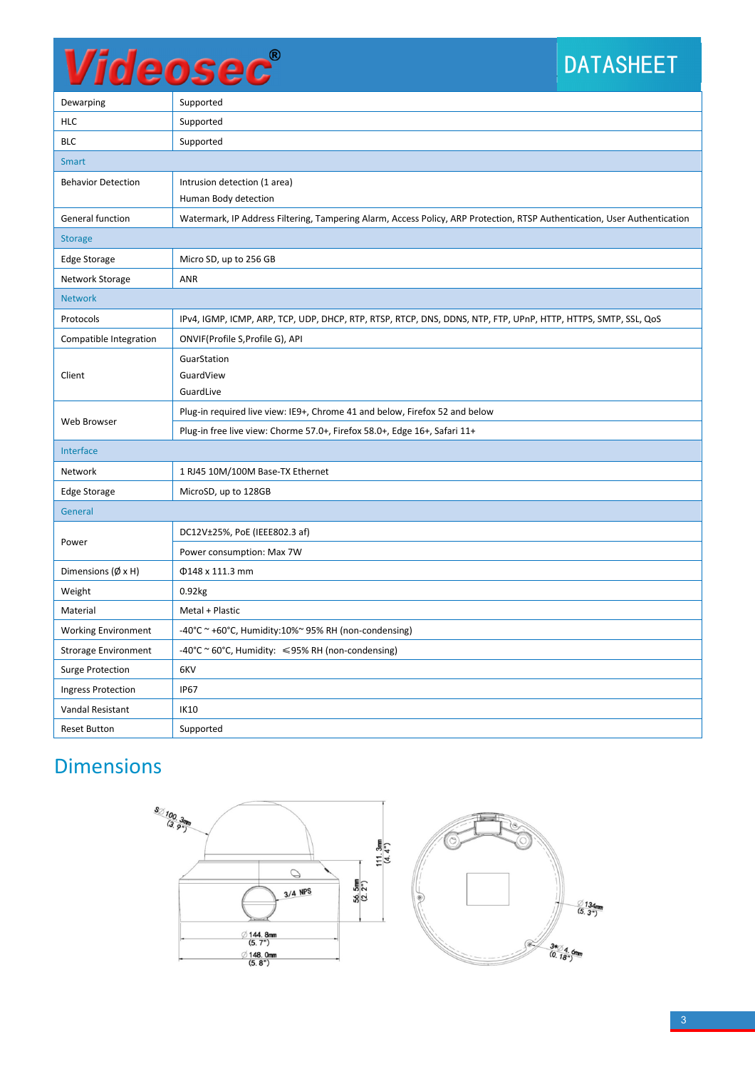| | |
|---|---|
| Dewarping | Supported |
| HLC | Supported |
| BLC | Supported |
| **Smart** | |
| Behavior Detection | Intrusion detection (1 area)<br>Human Body detection |
| General function | Watermark, IP Address Filtering, Tampering Alarm, Access Policy, ARP Protection, RTSP Authentication, User Authentication |
| **Storage** | |
| Edge Storage | Micro SD, up to 256 GB |
| Network Storage | ANR |
| **Network** | |
| Protocols | IPv4, IGMP, ICMP, ARP, TCP, UDP, DHCP, RTP, RTSP, RTCP, DNS, DDNS, NTP, FTP, UPnP, HTTP, HTTPS, SMTP, SSL, QoS |
| Compatible Integration | ONVIF(Profile S,Profile G), API |
| Client | GuarStation<br>GuardView<br>GuardLive |
| Web Browser | Plug-in required live view: IE9+, Chrome 41 and below, Firefox 52 and below |
| | Plug-in free live view: Chorme 57.0+, Firefox 58.0+, Edge 16+, Safari 11+ |
| **Interface** | |
| Network | 1 RJ45 10M/100M Base-TX Ethernet |
| Edge Storage | MicroSD, up to 128GB |
| **General** | |
| Power | DC12V±25%, PoE (IEEE802.3 af) |
| | Power consumption: Max 7W |
| Dimensions (Ø x H) | Φ148 x 111.3 mm |
| Weight | 0.92kg |
| Material | Metal + Plastic |
| Working Environment | -40°C ~ +60°C, Humidity:10%~ 95% RH (non-condensing) |
| Strorage Environment | -40°C ~ 60°C, Humidity: ≤95% RH (non-condensing) |
| Surge Protection | 6KV |
| Ingress Protection | IP67 |
| Vandal Resistant | IK10 |
| Reset Button | Supported |

## Dimensions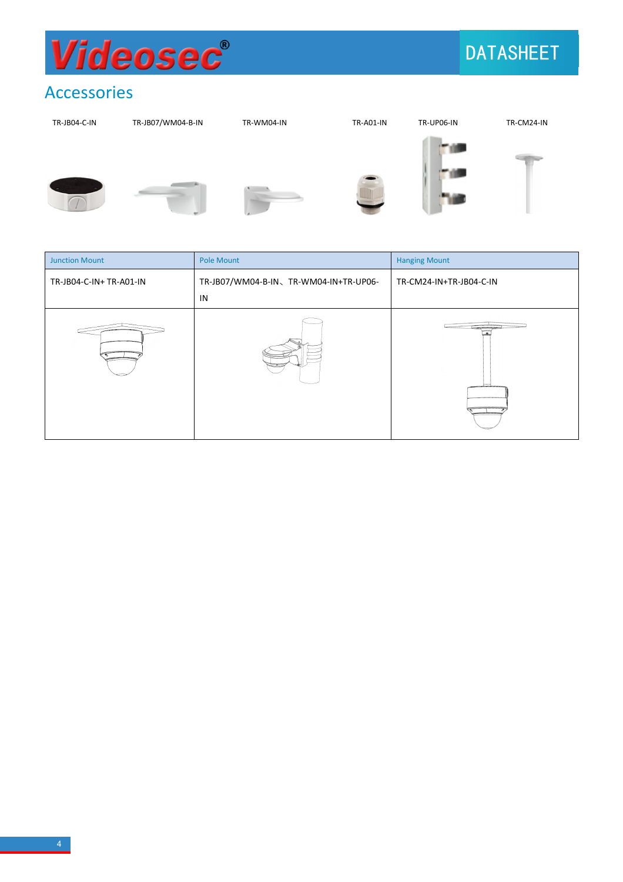## Accessories

TR-JB04-C-IN TR-JB07/WM04-B-IN TR-WM04-IN TR-A01-IN TR-UP06-IN TR-CM24-IN

| Junction Mount | Pole Mount | Hanging Mount |
|---|---|---|
| TR-JB04-C-IN+ TR-A01-IN | TR-JB07/WM04-B-IN、TR-WM04-IN+TR-UP06-IN | TR-CM24-IN+TR-JB04-C-IN |
| | | |